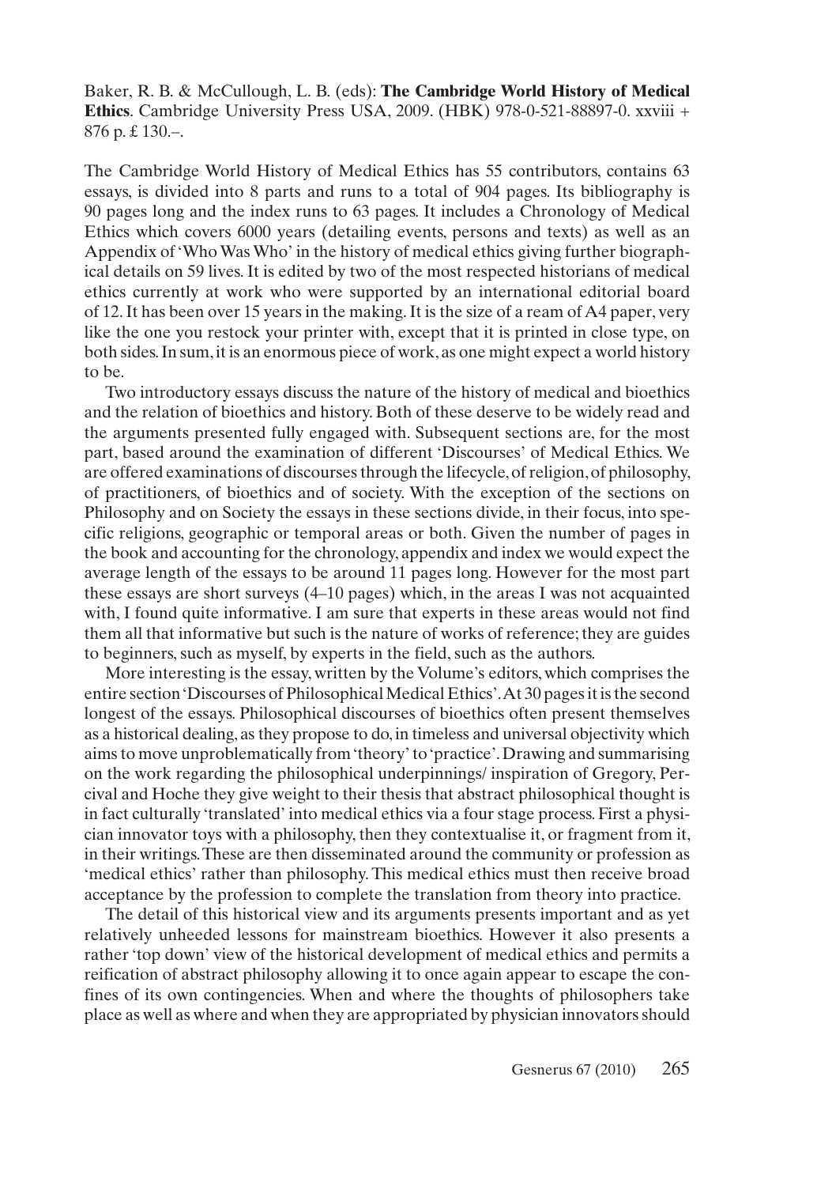Baker, R. B. & McCullough, L. B. (eds): **The Cambridge World History of Medical Ethics**. Cambridge University Press USA, 2009. (HBK) 978-0-521-88897-0. xxviii + 876 p. £ 130.–.

The Cambridge World History of Medical Ethics has 55 contributors, contains 63 essays, is divided into 8 parts and runs to a total of 904 pages. Its bibliography is 90 pages long and the index runs to 63 pages. It includes a Chronology of Medical Ethics which covers 6000 years (detailing events, persons and texts) as well as an Appendix of 'Who Was Who' in the history of medical ethics giving further biographical details on 59 lives. It is edited by two of the most respected historians of medical ethics currently at work who were supported by an international editorial board of 12. It has been over 15 years in the making. It is the size of a ream of A4 paper, very like the one you restock your printer with, except that it is printed in close type, on both sides. In sum, it is an enormous piece of work, as one might expect a world history to be.

Two introductory essays discuss the nature of the history of medical and bioethics and the relation of bioethics and history. Both of these deserve to be widely read and the arguments presented fully engaged with. Subsequent sections are, for the most part, based around the examination of different 'Discourses' of Medical Ethics. We are offered examinations of discourses through the lifecycle, of religion, of philosophy, of practitioners, of bioethics and of society. With the exception of the sections on Philosophy and on Society the essays in these sections divide, in their focus, into specific religions, geographic or temporal areas or both. Given the number of pages in the book and accounting for the chronology, appendix and index we would expect the average length of the essays to be around 11 pages long. However for the most part these essays are short surveys (4–10 pages) which, in the areas I was not acquainted with, I found quite informative. I am sure that experts in these areas would not find them all that informative but such is the nature of works of reference; they are guides to beginners, such as myself, by experts in the field, such as the authors.

More interesting is the essay, written by the Volume's editors, which comprises the entire section 'Discourses of Philosophical Medical Ethics'. At 30 pages it is the second longest of the essays. Philosophical discourses of bioethics often present themselves as a historical dealing, as they propose to do, in timeless and universal objectivity which aims to move unproblematically from 'theory' to 'practice'. Drawing and summarising on the work regarding the philosophical underpinnings/ inspiration of Gregory, Percival and Hoche they give weight to their thesis that abstract philosophical thought is in fact culturally 'translated' into medical ethics via a four stage process. First a physician innovator toys with a philosophy, then they contextualise it, or fragment from it, in their writings. These are then disseminated around the community or profession as 'medical ethics' rather than philosophy. This medical ethics must then receive broad acceptance by the profession to complete the translation from theory into practice.

The detail of this historical view and its arguments presents important and as yet relatively unheeded lessons for mainstream bioethics. However it also presents a rather 'top down' view of the historical development of medical ethics and permits a reification of abstract philosophy allowing it to once again appear to escape the confines of its own contingencies. When and where the thoughts of philosophers take place as well as where and when they are appropriated by physician innovators should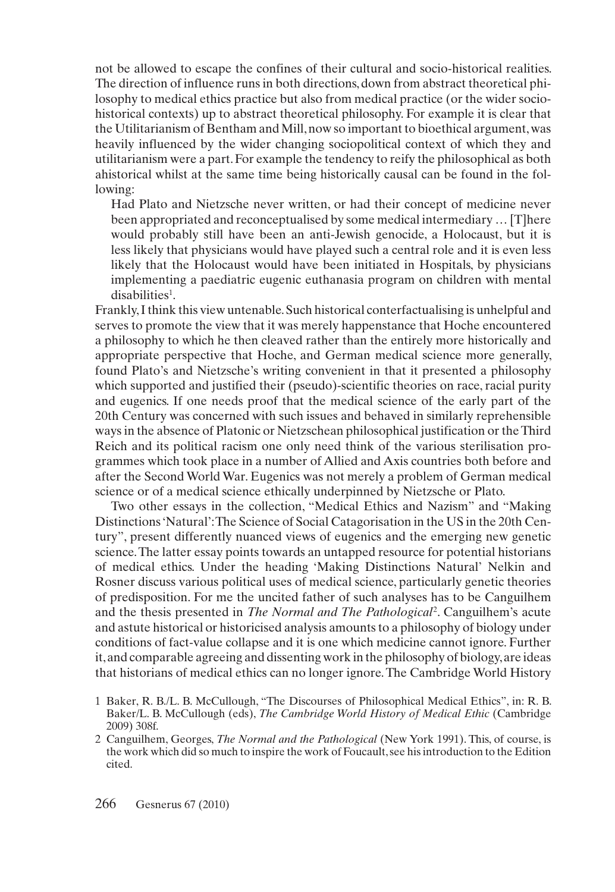not be allowed to escape the confines of their cultural and socio-historical realities. The direction of influence runs in both directions, down from abstract theoretical philosophy to medical ethics practice but also from medical practice (or the wider socio-historical contexts) up to abstract theoretical philosophy. For example it is clear that the Utilitarianism of Bentham and Mill, now so important to bioethical argument, was heavily influenced by the wider changing sociopolitical context of which they and utilitarianism were a part. For example the tendency to reify the philosophical as both ahistorical whilst at the same time being historically causal can be found in the following:

> Had Plato and Nietzsche never written, or had their concept of medicine never been appropriated and reconceptualised by some medical intermediary … [T]here would probably still have been an anti-Jewish genocide, a Holocaust, but it is less likely that physicians would have played such a central role and it is even less likely that the Holocaust would have been initiated in Hospitals, by physicians implementing a paediatric eugenic euthanasia program on children with mental disabilities[1].

Frankly, I think this view untenable. Such historical conterfactualising is unhelpful and serves to promote the view that it was merely happenstance that Hoche encountered a philosophy to which he then cleaved rather than the entirely more historically and appropriate perspective that Hoche, and German medical science more generally, found Plato's and Nietzsche's writing convenient in that it presented a philosophy which supported and justified their (pseudo)-scientific theories on race, racial purity and eugenics. If one needs proof that the medical science of the early part of the 20th Century was concerned with such issues and behaved in similarly reprehensible ways in the absence of Platonic or Nietzschean philosophical justification or the Third Reich and its political racism one only need think of the various sterilisation programmes which took place in a number of Allied and Axis countries both before and after the Second World War. Eugenics was not merely a problem of German medical science or of a medical science ethically underpinned by Nietzsche or Plato.

Two other essays in the collection, "Medical Ethics and Nazism" and "Making Distinctions 'Natural': The Science of Social Catagorisation in the US in the 20th Century", present differently nuanced views of eugenics and the emerging new genetic science. The latter essay points towards an untapped resource for potential historians of medical ethics. Under the heading 'Making Distinctions Natural' Nelkin and Rosner discuss various political uses of medical science, particularly genetic theories of predisposition. For me the uncited father of such analyses has to be Canguilhem and the thesis presented in *The Normal and The Pathological*[2]. Canguilhem's acute and astute historical or historicised analysis amounts to a philosophy of biology under conditions of fact-value collapse and it is one which medicine cannot ignore. Further it, and comparable agreeing and dissenting work in the philosophy of biology, are ideas that historians of medical ethics can no longer ignore. The Cambridge World History

1 Baker, R. B./L. B. McCullough, "The Discourses of Philosophical Medical Ethics", in: R. B. Baker/L. B. McCullough (eds), *The Cambridge World History of Medical Ethic* (Cambridge 2009) 308f.

2 Canguilhem, Georges, *The Normal and the Pathological* (New York 1991). This, of course, is the work which did so much to inspire the work of Foucault, see his introduction to the Edition cited.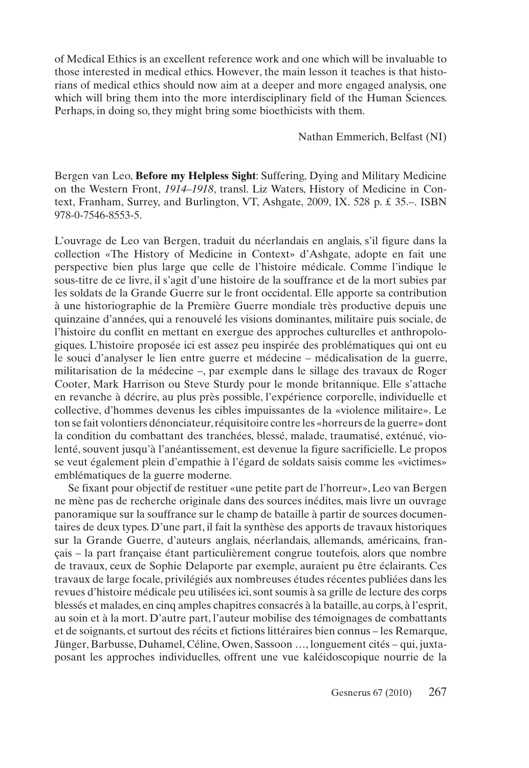of Medical Ethics is an excellent reference work and one which will be invaluable to those interested in medical ethics. However, the main lesson it teaches is that historians of medical ethics should now aim at a deeper and more engaged analysis, one which will bring them into the more interdisciplinary field of the Human Sciences. Perhaps, in doing so, they might bring some bioethicists with them.

Nathan Emmerich, Belfast (NI)

Bergen van Leo, **Before my Helpless Sight**: Suffering, Dying and Military Medicine on the Western Front, *1914–1918*, transl. Liz Waters, History of Medicine in Context, Franham, Surrey, and Burlington, VT, Ashgate, 2009, IX. 528 p. £ 35.–. ISBN 978-0-7546-8553-5.

L'ouvrage de Leo van Bergen, traduit du néerlandais en anglais, s'il figure dans la collection «The History of Medicine in Context» d'Ashgate, adopte en fait une perspective bien plus large que celle de l'histoire médicale. Comme l'indique le sous-titre de ce livre, il s'agit d'une histoire de la souffrance et de la mort subies par les soldats de la Grande Guerre sur le front occidental. Elle apporte sa contribution à une historiographie de la Première Guerre mondiale très productive depuis une quinzaine d'années, qui a renouvelé les visions dominantes, militaire puis sociale, de l'histoire du conflit en mettant en exergue des approches culturelles et anthropologiques. L'histoire proposée ici est assez peu inspirée des problématiques qui ont eu le souci d'analyser le lien entre guerre et médecine – médicalisation de la guerre, militarisation de la médecine –, par exemple dans le sillage des travaux de Roger Cooter, Mark Harrison ou Steve Sturdy pour le monde britannique. Elle s'attache en revanche à décrire, au plus près possible, l'expérience corporelle, individuelle et collective, d'hommes devenus les cibles impuissantes de la «violence militaire». Le ton se fait volontiers dénonciateur, réquisitoire contre les «horreurs de la guerre» dont la condition du combattant des tranchées, blessé, malade, traumatisé, exténué, violenté, souvent jusqu'à l'anéantissement, est devenue la figure sacrificielle. Le propos se veut également plein d'empathie à l'égard de soldats saisis comme les «victimes» emblématiques de la guerre moderne.

Se fixant pour objectif de restituer «une petite part de l'horreur», Leo van Bergen ne mène pas de recherche originale dans des sources inédites, mais livre un ouvrage panoramique sur la souffrance sur le champ de bataille à partir de sources documentaires de deux types. D'une part, il fait la synthèse des apports de travaux historiques sur la Grande Guerre, d'auteurs anglais, néerlandais, allemands, américains, français – la part française étant particulièrement congrue toutefois, alors que nombre de travaux, ceux de Sophie Delaporte par exemple, auraient pu être éclairants. Ces travaux de large focale, privilégiés aux nombreuses études récentes publiées dans les revues d'histoire médicale peu utilisées ici, sont soumis à sa grille de lecture des corps blessés et malades, en cinq amples chapitres consacrés à la bataille, au corps, à l'esprit, au soin et à la mort. D'autre part, l'auteur mobilise des témoignages de combattants et de soignants, et surtout des récits et fictions littéraires bien connus – les Remarque, Jünger, Barbusse, Duhamel, Céline, Owen, Sassoon …, longuement cités – qui, juxtaposant les approches individuelles, offrent une vue kaléidoscopique nourrie de la